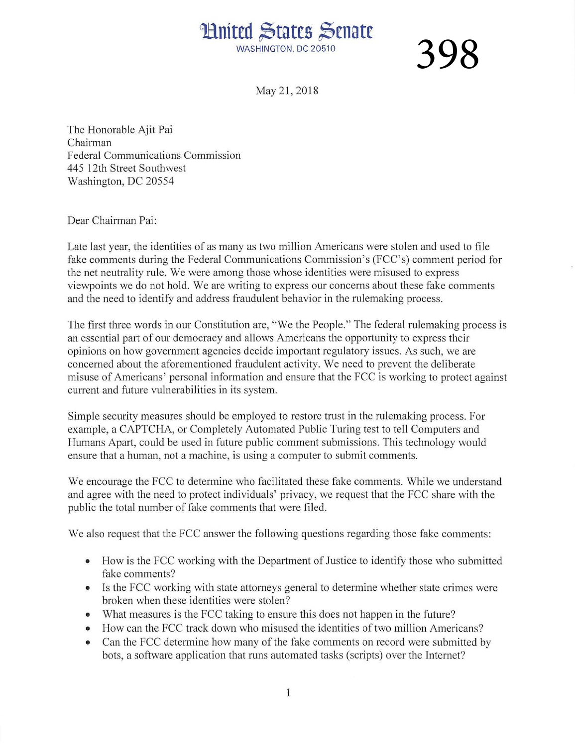# United States Senate

WASHINGTON, DC 20510

398

May 21, 2018

The Honorable Ajit Pai
Chairman
Federal Communications Commission
445 12th Street Southwest
Washington, DC 20554

Dear Chairman Pai:

Late last year, the identities of as many as two million Americans were stolen and used to file fake comments during the Federal Communications Commission's (FCC's) comment period for the net neutrality rule. We were among those whose identities were misused to express viewpoints we do not hold. We are writing to express our concerns about these fake comments and the need to identify and address fraudulent behavior in the rulemaking process.

The first three words in our Constitution are, "We the People." The federal rulemaking process is an essential part of our democracy and allows Americans the opportunity to express their opinions on how government agencies decide important regulatory issues. As such, we are concerned about the aforementioned fraudulent activity. We need to prevent the deliberate misuse of Americans' personal information and ensure that the FCC is working to protect against current and future vulnerabilities in its system.

Simple security measures should be employed to restore trust in the rulemaking process. For example, a CAPTCHA, or Completely Automated Public Turing test to tell Computers and Humans Apart, could be used in future public comment submissions. This technology would ensure that a human, not a machine, is using a computer to submit comments.

We encourage the FCC to determine who facilitated these fake comments. While we understand and agree with the need to protect individuals' privacy, we request that the FCC share with the public the total number of fake comments that were filed.

We also request that the FCC answer the following questions regarding those fake comments:

- How is the FCC working with the Department of Justice to identify those who submitted fake comments?
- Is the FCC working with state attorneys general to determine whether state crimes were broken when these identities were stolen?
- What measures is the FCC taking to ensure this does not happen in the future?
- How can the FCC track down who misused the identities of two million Americans?
- Can the FCC determine how many of the fake comments on record were submitted by bots, a software application that runs automated tasks (scripts) over the Internet?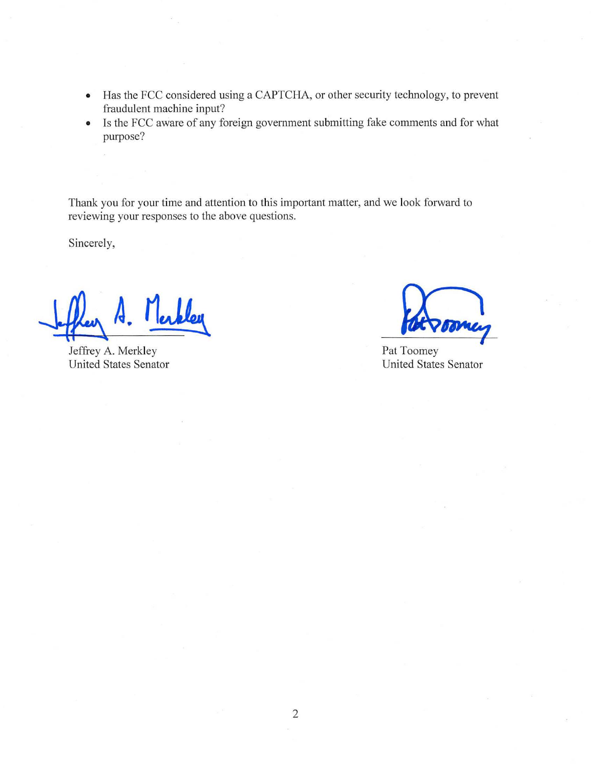- Has the FCC considered using a CAPTCHA, or other security technology, to prevent fraudulent machine input?
- Is the FCC aware of any foreign government submitting fake comments and for what purpose?

Thank you for your time and attention to this important matter, and we look forward to reviewing your responses to the above questions.

Sincerely,

Jeffrey A. Merkley
United States Senator

Pat Toomey
United States Senator